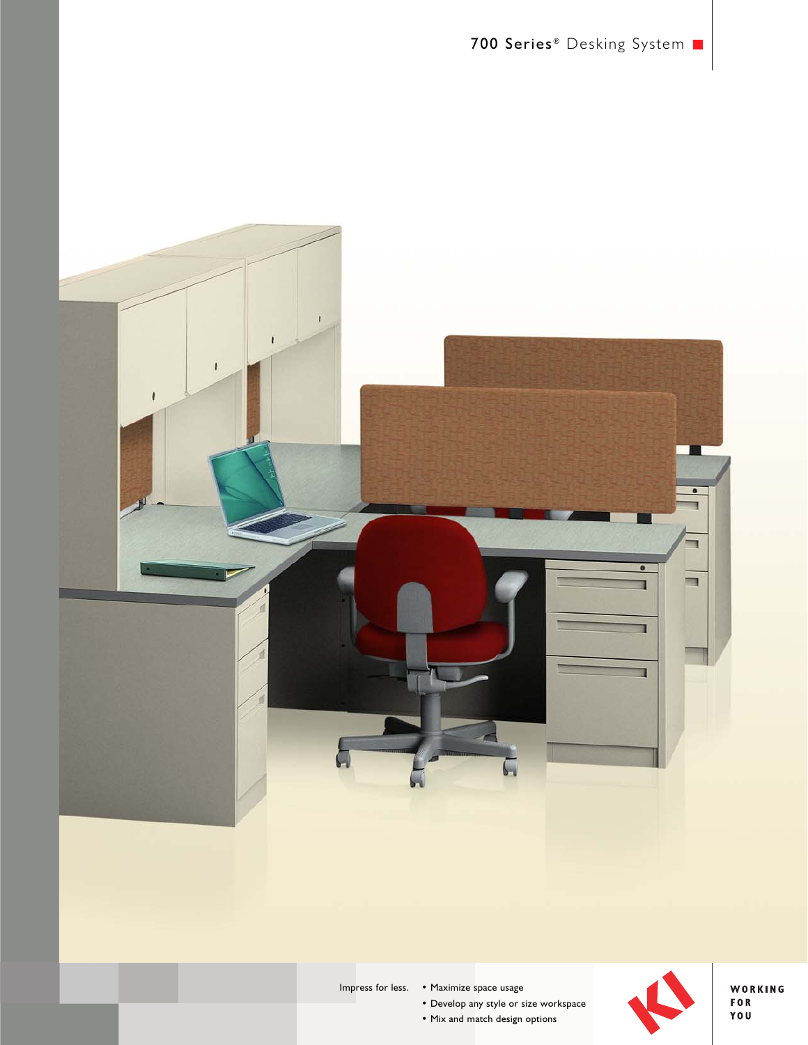# 700 Series® Desking System

Impress for less.

- Maximize space usage
- Develop any style or size workspace
- Mix and match design options

KI

WORKING FOR YOU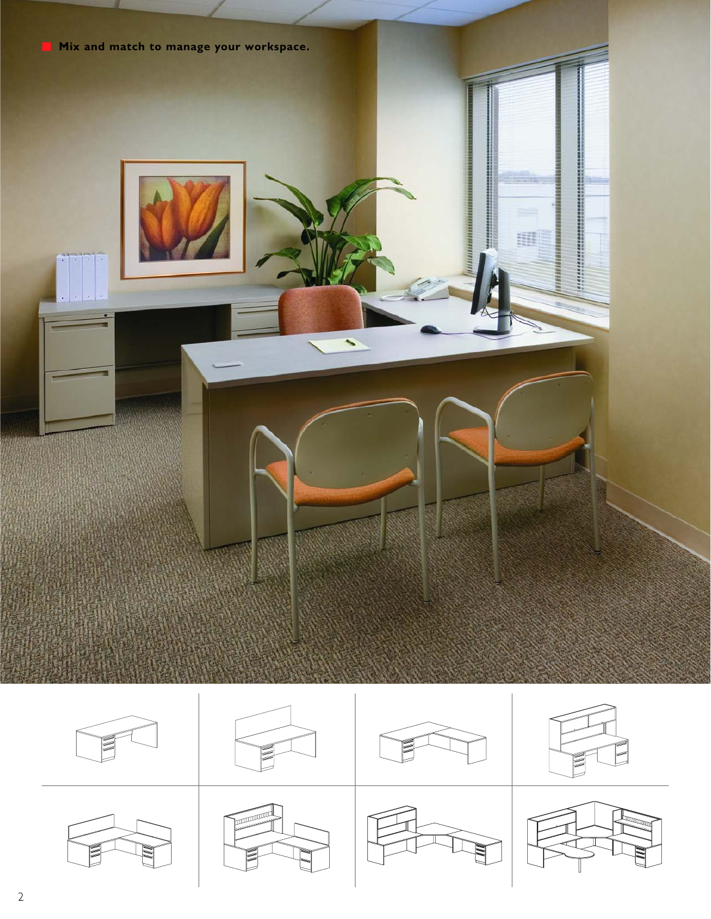Mix and match to manage your workspace.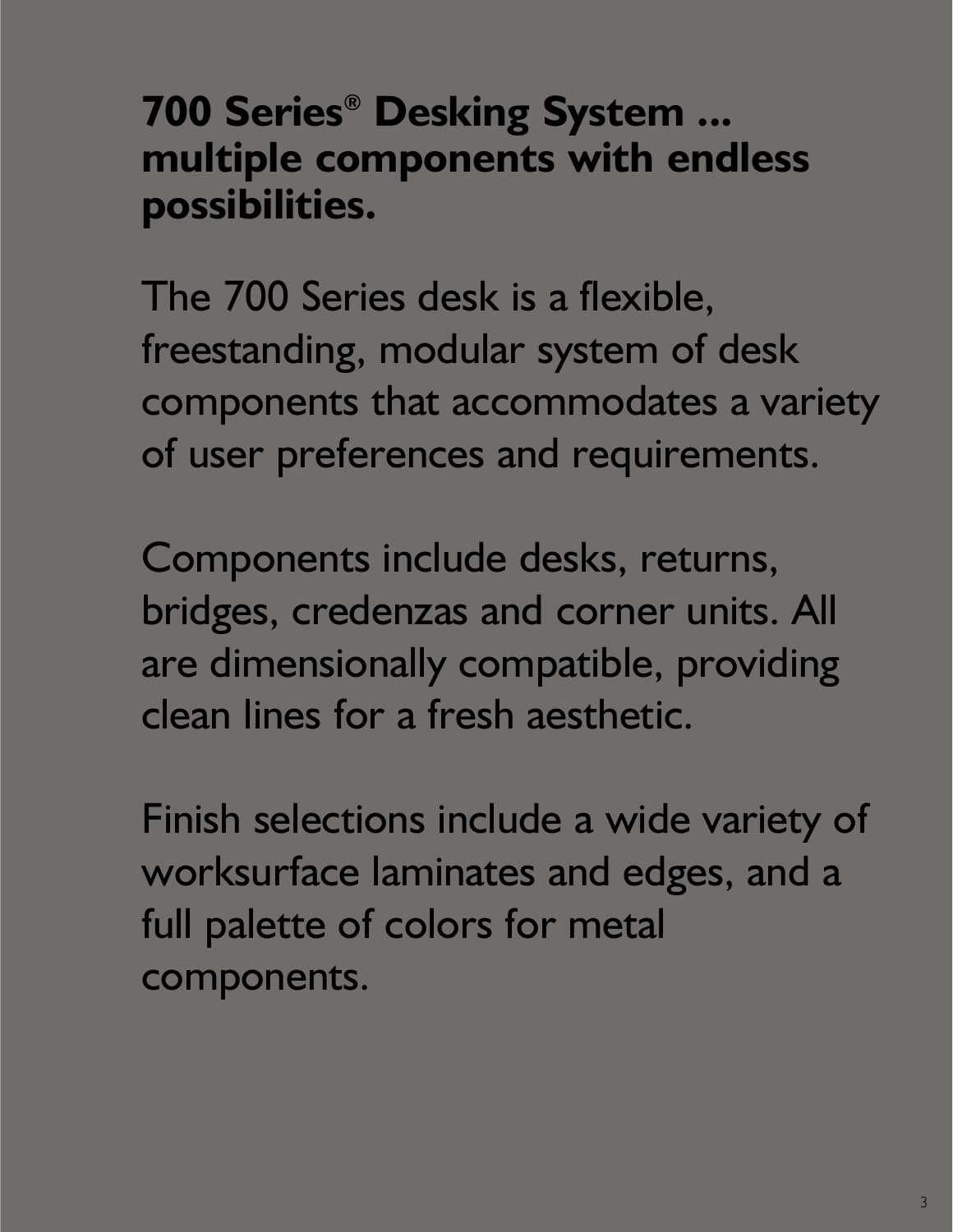**700 Series® Desking System ... multiple components with endless possibilities.**

The 700 Series desk is a flexible, freestanding, modular system of desk components that accommodates a variety of user preferences and requirements.

Components include desks, returns, bridges, credenzas and corner units. All are dimensionally compatible, providing clean lines for a fresh aesthetic.

Finish selections include a wide variety of worksurface laminates and edges, and a full palette of colors for metal components.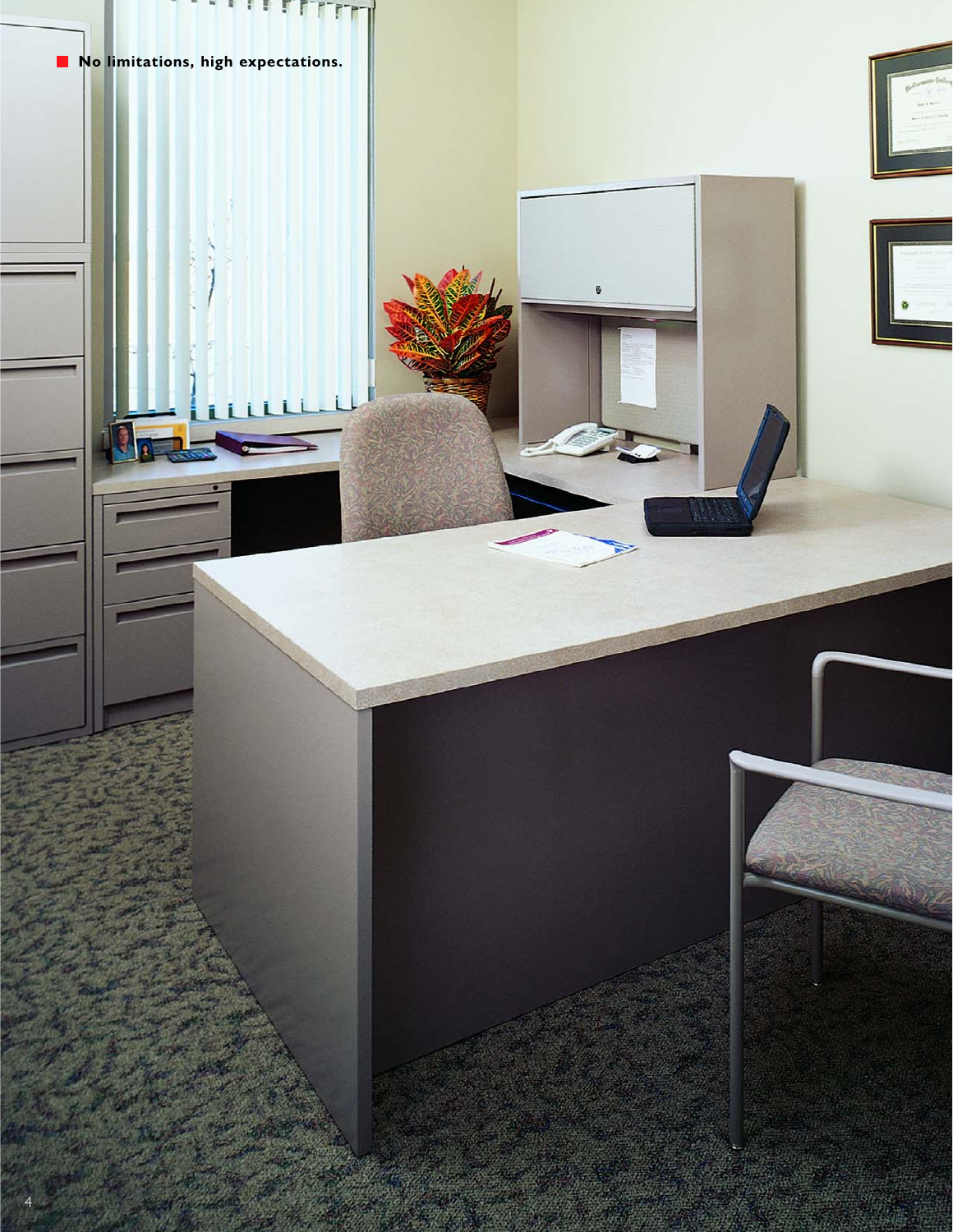**No limitations, high expectations.**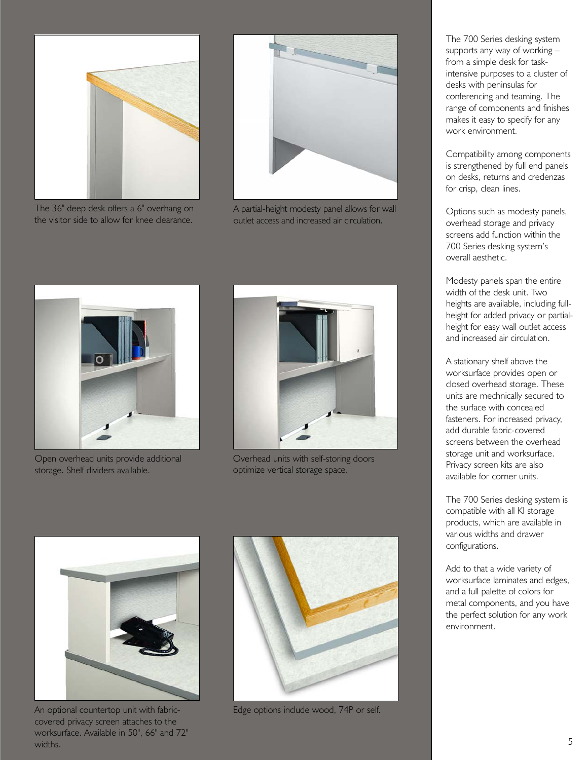The 36" deep desk offers a 6" overhang on the visitor side to allow for knee clearance.

A partial-height modesty panel allows for wall outlet access and increased air circulation.

Open overhead units provide additional storage. Shelf dividers available.

Overhead units with self-storing doors optimize vertical storage space.

An optional countertop unit with fabric-covered privacy screen attaches to the worksurface. Available in 50", 66" and 72" widths.

Edge options include wood, 74P or self.

The 700 Series desking system supports any way of working – from a simple desk for task-intensive purposes to a cluster of desks with peninsulas for conferencing and teaming. The range of components and finishes makes it easy to specify for any work environment.

Compatibility among components is strengthened by full end panels on desks, returns and credenzas for crisp, clean lines.

Options such as modesty panels, overhead storage and privacy screens add function within the 700 Series desking system's overall aesthetic.

Modesty panels span the entire width of the desk unit. Two heights are available, including full-height for added privacy or partial-height for easy wall outlet access and increased air circulation.

A stationary shelf above the worksurface provides open or closed overhead storage. These units are mechnically secured to the surface with concealed fasteners. For increased privacy, add durable fabric-covered screens between the overhead storage unit and worksurface. Privacy screen kits are also available for corner units.

The 700 Series desking system is compatible with all KI storage products, which are available in various widths and drawer configurations.

Add to that a wide variety of worksurface laminates and edges, and a full palette of colors for metal components, and you have the perfect solution for any work environment.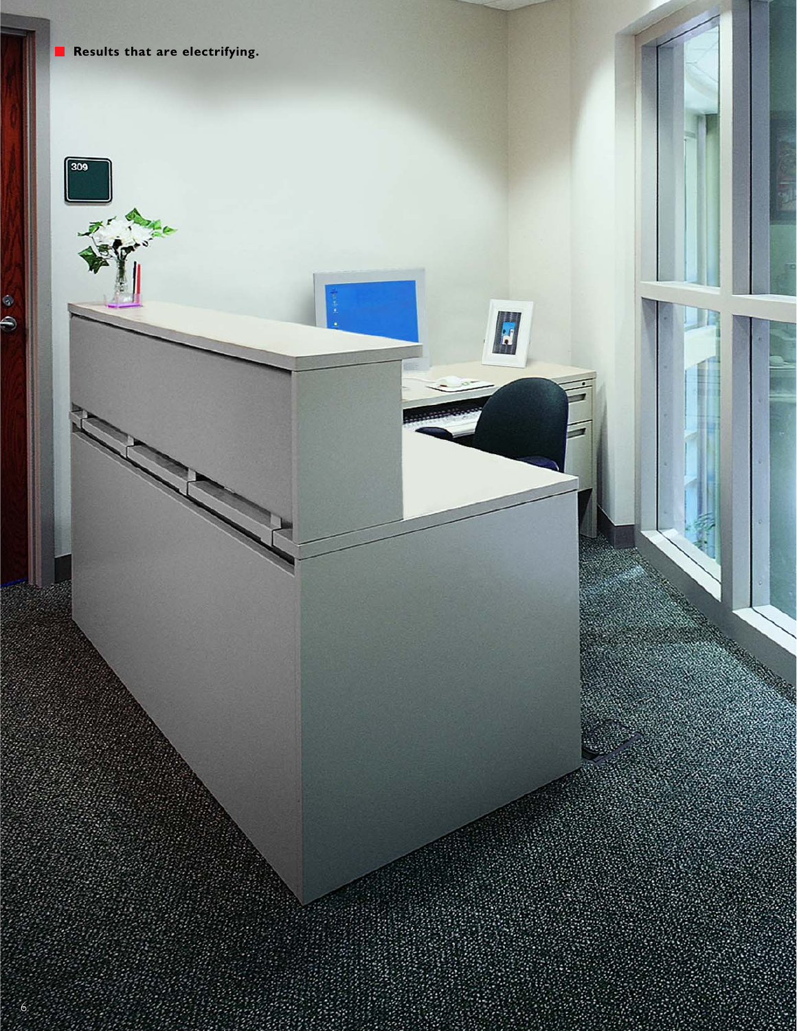**Results that are electrifying.**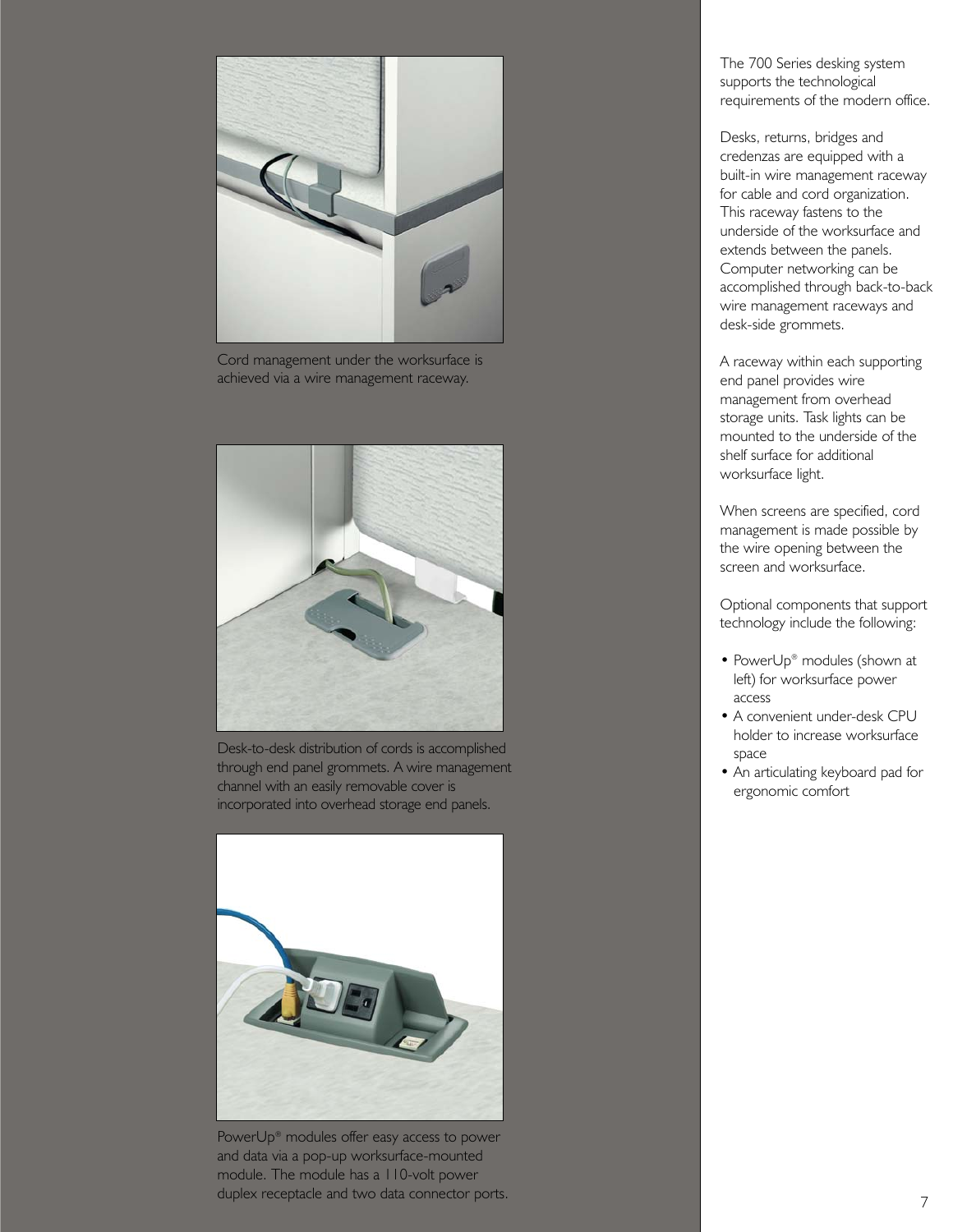Cord management under the worksurface is achieved via a wire management raceway.

Desk-to-desk distribution of cords is accomplished through end panel grommets. A wire management channel with an easily removable cover is incorporated into overhead storage end panels.

PowerUp® modules offer easy access to power and data via a pop-up worksurface-mounted module. The module has a 110-volt power duplex receptacle and two data connector ports.

The 700 Series desking system supports the technological requirements of the modern office.

Desks, returns, bridges and credenzas are equipped with a built-in wire management raceway for cable and cord organization. This raceway fastens to the underside of the worksurface and extends between the panels. Computer networking can be accomplished through back-to-back wire management raceways and desk-side grommets.

A raceway within each supporting end panel provides wire management from overhead storage units. Task lights can be mounted to the underside of the shelf surface for additional worksurface light.

When screens are specified, cord management is made possible by the wire opening between the screen and worksurface.

Optional components that support technology include the following:

- PowerUp® modules (shown at left) for worksurface power access
- A convenient under-desk CPU holder to increase worksurface space
- An articulating keyboard pad for ergonomic comfort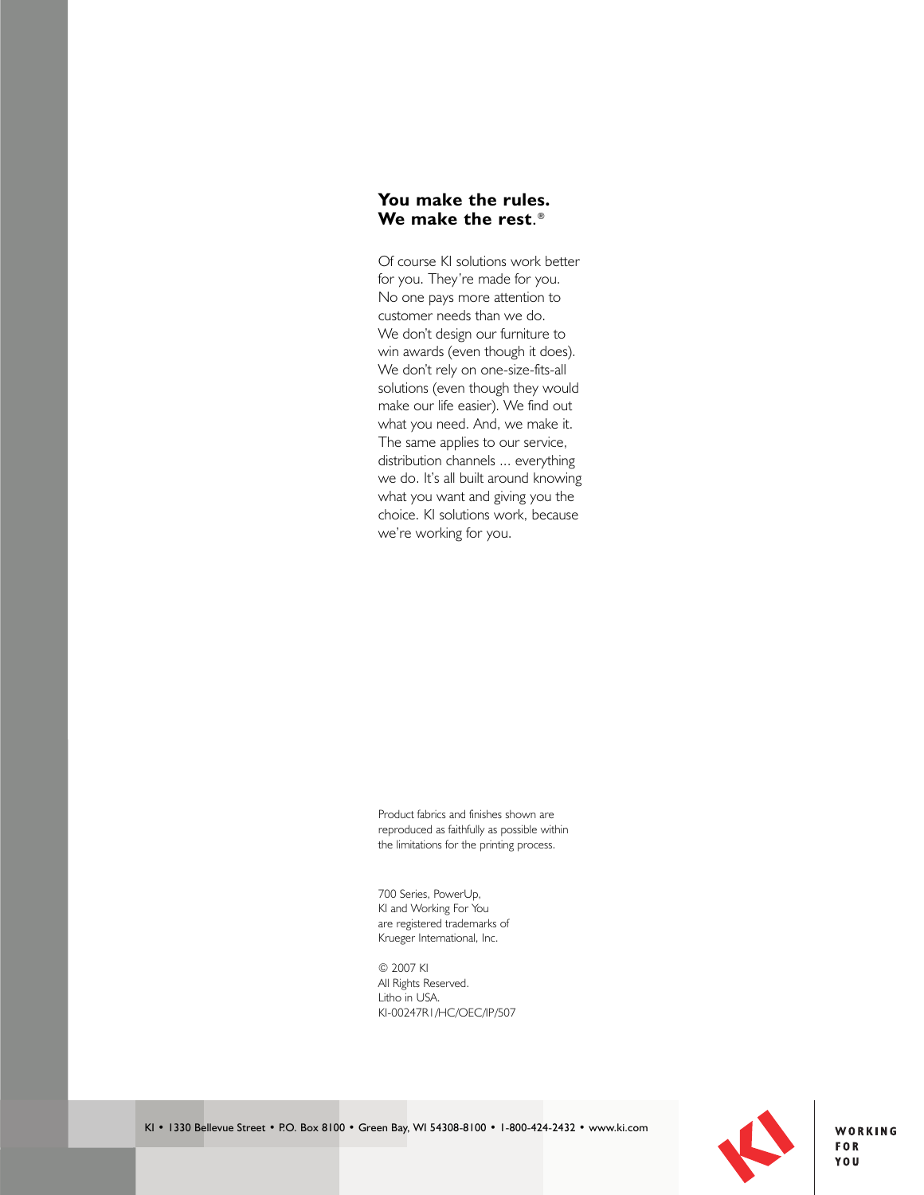**You make the rules.**
**We make the rest.®**

Of course KI solutions work better for you. They're made for you. No one pays more attention to customer needs than we do. We don't design our furniture to win awards (even though it does). We don't rely on one-size-fits-all solutions (even though they would make our life easier). We find out what you need. And, we make it. The same applies to our service, distribution channels ... everything we do. It's all built around knowing what you want and giving you the choice. KI solutions work, because we're working for you.

Product fabrics and finishes shown are reproduced as faithfully as possible within the limitations for the printing process.

700 Series, PowerUp, KI and Working For You are registered trademarks of Krueger International, Inc.

© 2007 KI
All Rights Reserved.
Litho in USA.
KI-00247R1/HC/OEC/IP/507

KI • 1330 Bellevue Street • P.O. Box 8100 • Green Bay, WI 54308-8100 • 1-800-424-2432 • www.ki.com

KI

WORKING FOR YOU